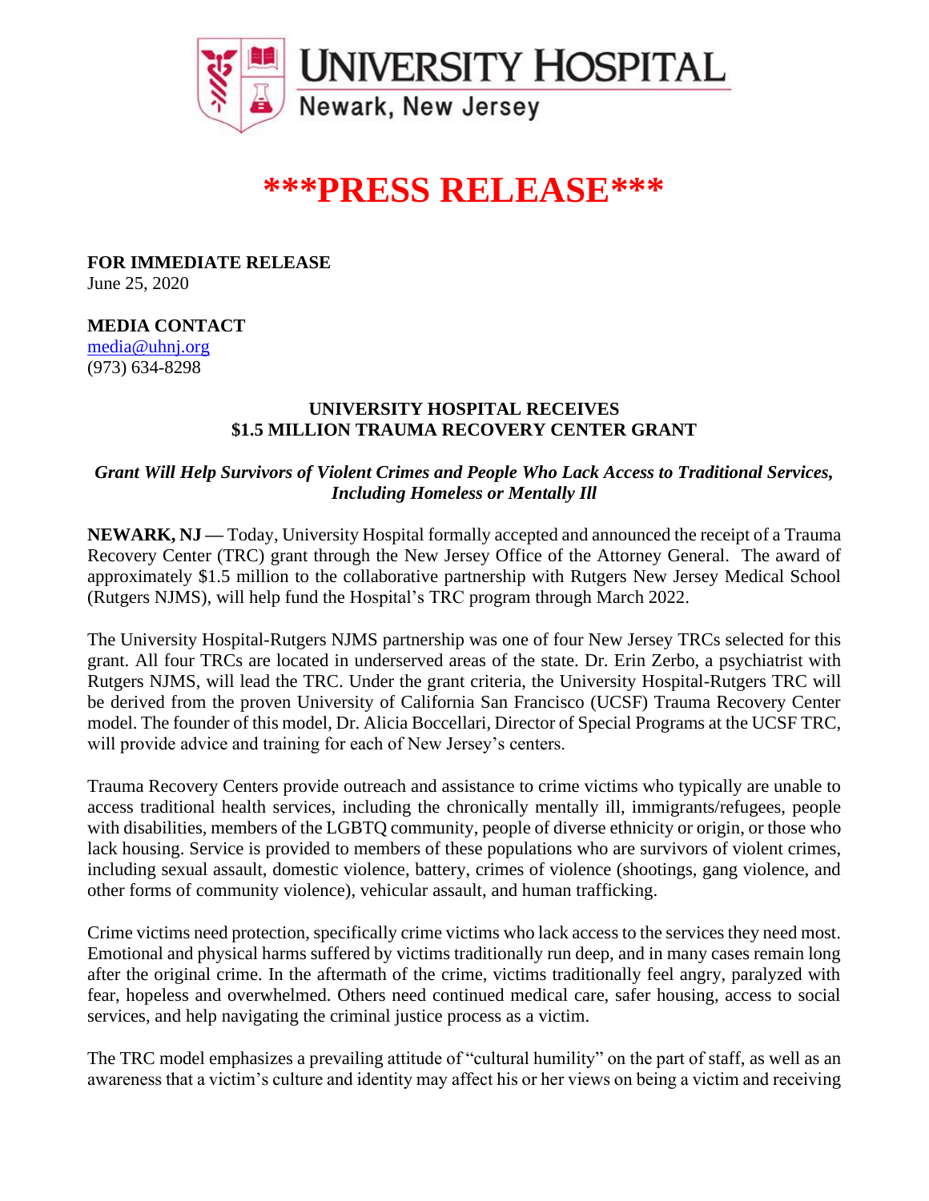UNIVERSITY HOSPITAL
Newark, New Jersey

# ***PRESS RELEASE***

**FOR IMMEDIATE RELEASE**
June 25, 2020

**MEDIA CONTACT**
media@uhnj.org
(973) 634-8298

## UNIVERSITY HOSPITAL RECEIVES $1.5 MILLION TRAUMA RECOVERY CENTER GRANT

***Grant Will Help Survivors of Violent Crimes and People Who Lack Access to Traditional Services, Including Homeless or Mentally Ill***

**NEWARK, NJ —** Today, University Hospital formally accepted and announced the receipt of a Trauma Recovery Center (TRC) grant through the New Jersey Office of the Attorney General. The award of approximately $1.5 million to the collaborative partnership with Rutgers New Jersey Medical School (Rutgers NJMS), will help fund the Hospital's TRC program through March 2022.

The University Hospital-Rutgers NJMS partnership was one of four New Jersey TRCs selected for this grant. All four TRCs are located in underserved areas of the state. Dr. Erin Zerbo, a psychiatrist with Rutgers NJMS, will lead the TRC. Under the grant criteria, the University Hospital-Rutgers TRC will be derived from the proven University of California San Francisco (UCSF) Trauma Recovery Center model. The founder of this model, Dr. Alicia Boccellari, Director of Special Programs at the UCSF TRC, will provide advice and training for each of New Jersey's centers.

Trauma Recovery Centers provide outreach and assistance to crime victims who typically are unable to access traditional health services, including the chronically mentally ill, immigrants/refugees, people with disabilities, members of the LGBTQ community, people of diverse ethnicity or origin, or those who lack housing. Service is provided to members of these populations who are survivors of violent crimes, including sexual assault, domestic violence, battery, crimes of violence (shootings, gang violence, and other forms of community violence), vehicular assault, and human trafficking.

Crime victims need protection, specifically crime victims who lack access to the services they need most. Emotional and physical harms suffered by victims traditionally run deep, and in many cases remain long after the original crime. In the aftermath of the crime, victims traditionally feel angry, paralyzed with fear, hopeless and overwhelmed. Others need continued medical care, safer housing, access to social services, and help navigating the criminal justice process as a victim.

The TRC model emphasizes a prevailing attitude of "cultural humility" on the part of staff, as well as an awareness that a victim's culture and identity may affect his or her views on being a victim and receiving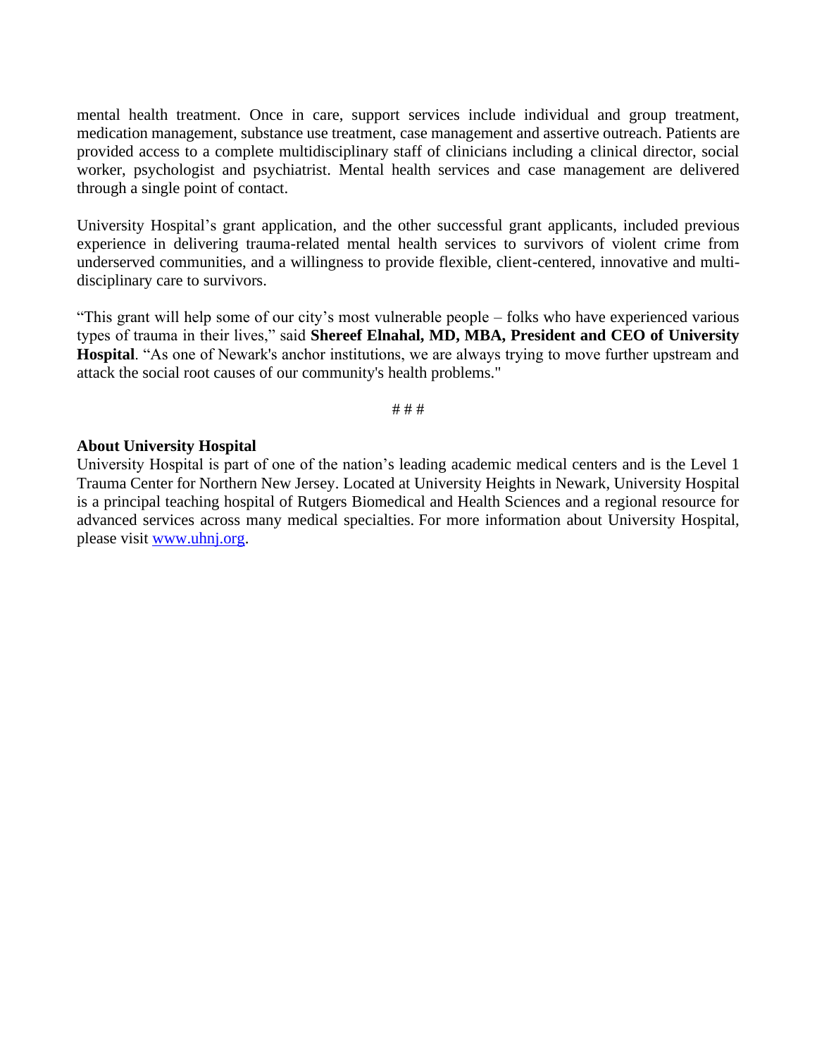mental health treatment. Once in care, support services include individual and group treatment, medication management, substance use treatment, case management and assertive outreach. Patients are provided access to a complete multidisciplinary staff of clinicians including a clinical director, social worker, psychologist and psychiatrist. Mental health services and case management are delivered through a single point of contact.

University Hospital's grant application, and the other successful grant applicants, included previous experience in delivering trauma-related mental health services to survivors of violent crime from underserved communities, and a willingness to provide flexible, client-centered, innovative and multi-disciplinary care to survivors.

"This grant will help some of our city's most vulnerable people – folks who have experienced various types of trauma in their lives," said **Shereef Elnahal, MD, MBA, President and CEO of University Hospital**. "As one of Newark's anchor institutions, we are always trying to move further upstream and attack the social root causes of our community's health problems."

# # #

**About University Hospital**

University Hospital is part of one of the nation's leading academic medical centers and is the Level 1 Trauma Center for Northern New Jersey. Located at University Heights in Newark, University Hospital is a principal teaching hospital of Rutgers Biomedical and Health Sciences and a regional resource for advanced services across many medical specialties. For more information about University Hospital, please visit [www.uhnj.org](http://www.uhnj.org).